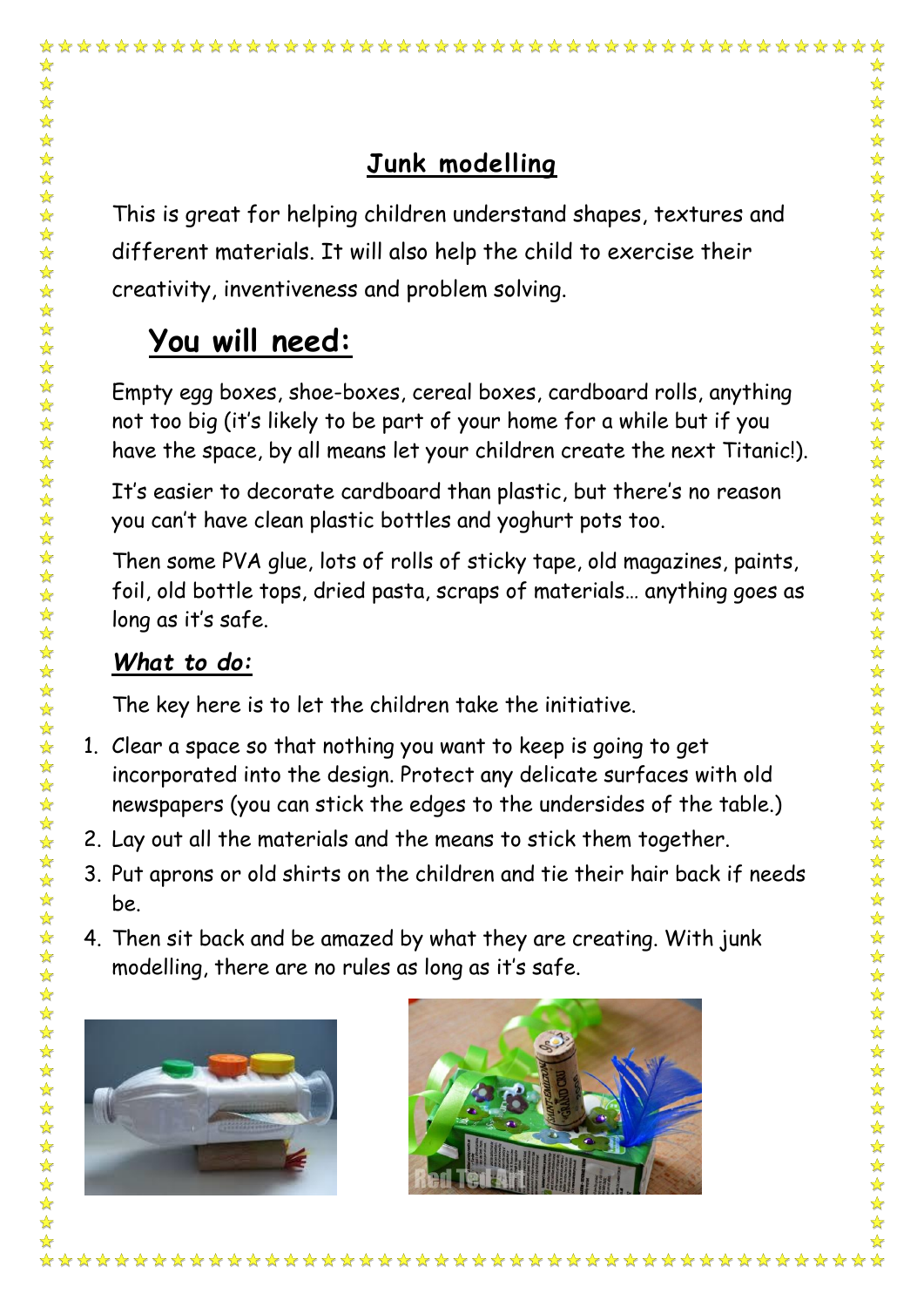# Junk modelling

This is great for helping children understand shapes, textures and different materials. It will also help the child to exercise their creativity, inventiveness and problem solving.

## You will need:

Empty egg boxes, shoe-boxes, cereal boxes, cardboard rolls, anything not too big (it's likely to be part of your home for a while but if you have the space, by all means let your children create the next Titanic!).

It's easier to decorate cardboard than plastic, but there's no reason you can't have clean plastic bottles and yoghurt pots too.

Then some PVA glue, lots of rolls of sticky tape, old magazines, paints, foil, old bottle tops, dried pasta, scraps of materials… anything goes as long as it's safe.

### *What to do:*

The key here is to let the children take the initiative.

1. Clear a space so that nothing you want to keep is going to get incorporated into the design. Protect any delicate surfaces with old newspapers (you can stick the edges to the undersides of the table.)
2. Lay out all the materials and the means to stick them together.
3. Put aprons or old shirts on the children and tie their hair back if needs be.
4. Then sit back and be amazed by what they are creating. With junk modelling, there are no rules as long as it's safe.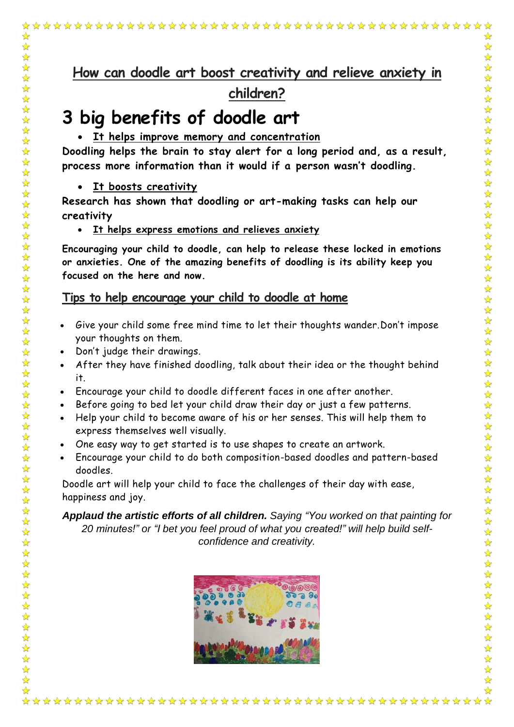## How can doodle art boost creativity and relieve anxiety in children?

# 3 big benefits of doodle art

- **It helps improve memory and concentration**

**Doodling helps the brain to stay alert for a long period and, as a result, process more information than it would if a person wasn't doodling.**

- **It boosts creativity**

**Research has shown that doodling or art-making tasks can help our creativity**

- **It helps express emotions and relieves anxiety**

**Encouraging your child to doodle, can help to release these locked in emotions or anxieties. One of the amazing benefits of doodling is its ability keep you focused on the here and now.**

### Tips to help encourage your child to doodle at home

- Give your child some free mind time to let their thoughts wander. Don't impose your thoughts on them.
- Don't judge their drawings.
- After they have finished doodling, talk about their idea or the thought behind it.
- Encourage your child to doodle different faces in one after another.
- Before going to bed let your child draw their day or just a few patterns.
- Help your child to become aware of his or her senses. This will help them to express themselves well visually.
- One easy way to get started is to use shapes to create an artwork.
- Encourage your child to do both composition-based doodles and pattern-based doodles.

Doodle art will help your child to face the challenges of their day with ease, happiness and joy.

***Applaud the artistic efforts of all children.*** *Saying "You worked on that painting for 20 minutes!" or "I bet you feel proud of what you created!" will help build self-confidence and creativity.*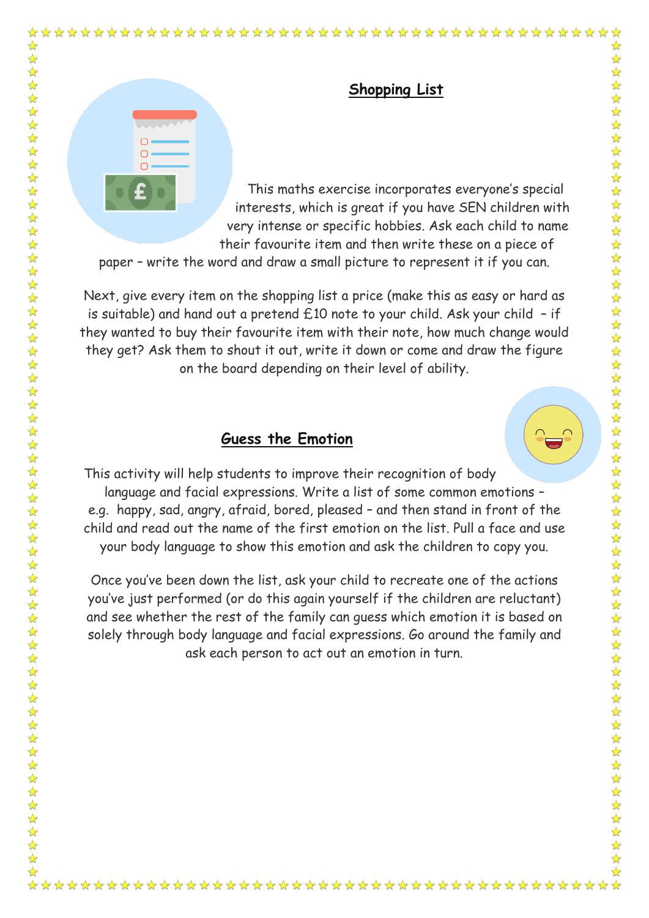## Shopping List

This maths exercise incorporates everyone's special interests, which is great if you have SEN children with very intense or specific hobbies. Ask each child to name their favourite item and then write these on a piece of paper – write the word and draw a small picture to represent it if you can.

Next, give every item on the shopping list a price (make this as easy or hard as is suitable) and hand out a pretend £10 note to your child. Ask your child – if they wanted to buy their favourite item with their note, how much change would they get? Ask them to shout it out, write it down or come and draw the figure on the board depending on their level of ability.

## Guess the Emotion

This activity will help students to improve their recognition of body language and facial expressions. Write a list of some common emotions – e.g. happy, sad, angry, afraid, bored, pleased – and then stand in front of the child and read out the name of the first emotion on the list. Pull a face and use your body language to show this emotion and ask the children to copy you.

Once you've been down the list, ask your child to recreate one of the actions you've just performed (or do this again yourself if the children are reluctant) and see whether the rest of the family can guess which emotion it is based on solely through body language and facial expressions. Go around the family and ask each person to act out an emotion in turn.